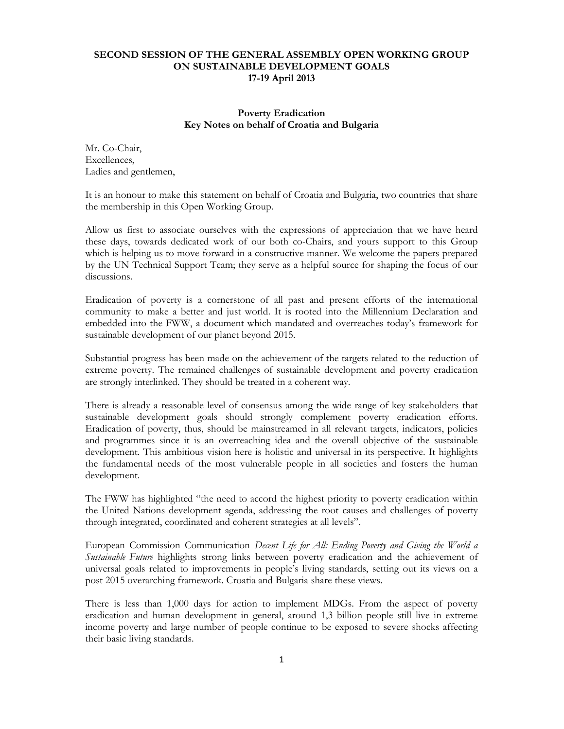**SECOND SESSION OF THE GENERAL ASSEMBLY OPEN WORKING GROUP ON SUSTAINABLE DEVELOPMENT GOALS**
**17-19 April 2013**

**Poverty Eradication**
**Key Notes on behalf of Croatia and Bulgaria**

Mr. Co-Chair,
Excellences,
Ladies and gentlemen,

It is an honour to make this statement on behalf of Croatia and Bulgaria, two countries that share the membership in this Open Working Group.

Allow us first to associate ourselves with the expressions of appreciation that we have heard these days, towards dedicated work of our both co-Chairs, and yours support to this Group which is helping us to move forward in a constructive manner. We welcome the papers prepared by the UN Technical Support Team; they serve as a helpful source for shaping the focus of our discussions.

Eradication of poverty is a cornerstone of all past and present efforts of the international community to make a better and just world. It is rooted into the Millennium Declaration and embedded into the FWW, a document which mandated and overreaches today's framework for sustainable development of our planet beyond 2015.

Substantial progress has been made on the achievement of the targets related to the reduction of extreme poverty. The remained challenges of sustainable development and poverty eradication are strongly interlinked. They should be treated in a coherent way.

There is already a reasonable level of consensus among the wide range of key stakeholders that sustainable development goals should strongly complement poverty eradication efforts. Eradication of poverty, thus, should be mainstreamed in all relevant targets, indicators, policies and programmes since it is an overreaching idea and the overall objective of the sustainable development. This ambitious vision here is holistic and universal in its perspective. It highlights the fundamental needs of the most vulnerable people in all societies and fosters the human development.

The FWW has highlighted "the need to accord the highest priority to poverty eradication within the United Nations development agenda, addressing the root causes and challenges of poverty through integrated, coordinated and coherent strategies at all levels".

European Commission Communication *Decent Life for All: Ending Poverty and Giving the World a Sustainable Future* highlights strong links between poverty eradication and the achievement of universal goals related to improvements in people's living standards, setting out its views on a post 2015 overarching framework. Croatia and Bulgaria share these views.

There is less than 1,000 days for action to implement MDGs. From the aspect of poverty eradication and human development in general, around 1,3 billion people still live in extreme income poverty and large number of people continue to be exposed to severe shocks affecting their basic living standards.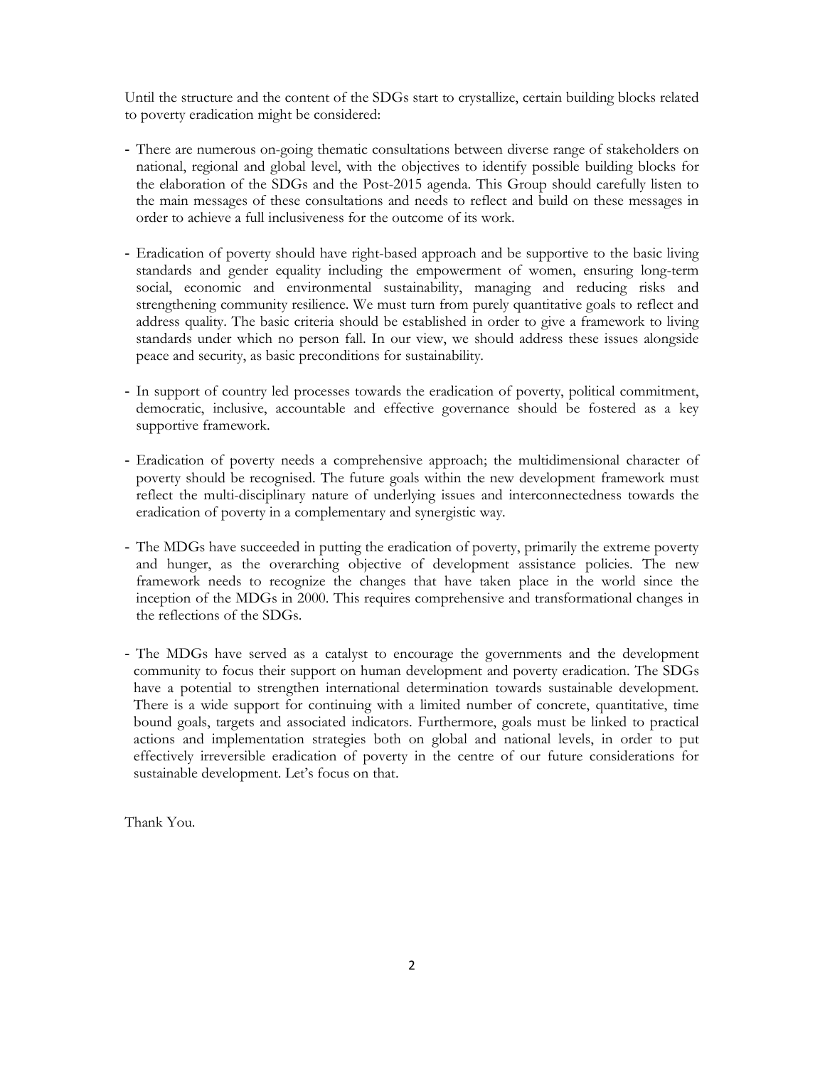Until the structure and the content of the SDGs start to crystallize, certain building blocks related to poverty eradication might be considered:

- There are numerous on-going thematic consultations between diverse range of stakeholders on national, regional and global level, with the objectives to identify possible building blocks for the elaboration of the SDGs and the Post-2015 agenda. This Group should carefully listen to the main messages of these consultations and needs to reflect and build on these messages in order to achieve a full inclusiveness for the outcome of its work.

- Eradication of poverty should have right-based approach and be supportive to the basic living standards and gender equality including the empowerment of women, ensuring long-term social, economic and environmental sustainability, managing and reducing risks and strengthening community resilience. We must turn from purely quantitative goals to reflect and address quality. The basic criteria should be established in order to give a framework to living standards under which no person fall. In our view, we should address these issues alongside peace and security, as basic preconditions for sustainability.

- In support of country led processes towards the eradication of poverty, political commitment, democratic, inclusive, accountable and effective governance should be fostered as a key supportive framework.

- Eradication of poverty needs a comprehensive approach; the multidimensional character of poverty should be recognised. The future goals within the new development framework must reflect the multi-disciplinary nature of underlying issues and interconnectedness towards the eradication of poverty in a complementary and synergistic way.

- The MDGs have succeeded in putting the eradication of poverty, primarily the extreme poverty and hunger, as the overarching objective of development assistance policies. The new framework needs to recognize the changes that have taken place in the world since the inception of the MDGs in 2000. This requires comprehensive and transformational changes in the reflections of the SDGs.

- The MDGs have served as a catalyst to encourage the governments and the development community to focus their support on human development and poverty eradication. The SDGs have a potential to strengthen international determination towards sustainable development. There is a wide support for continuing with a limited number of concrete, quantitative, time bound goals, targets and associated indicators. Furthermore, goals must be linked to practical actions and implementation strategies both on global and national levels, in order to put effectively irreversible eradication of poverty in the centre of our future considerations for sustainable development. Let's focus on that.

Thank You.